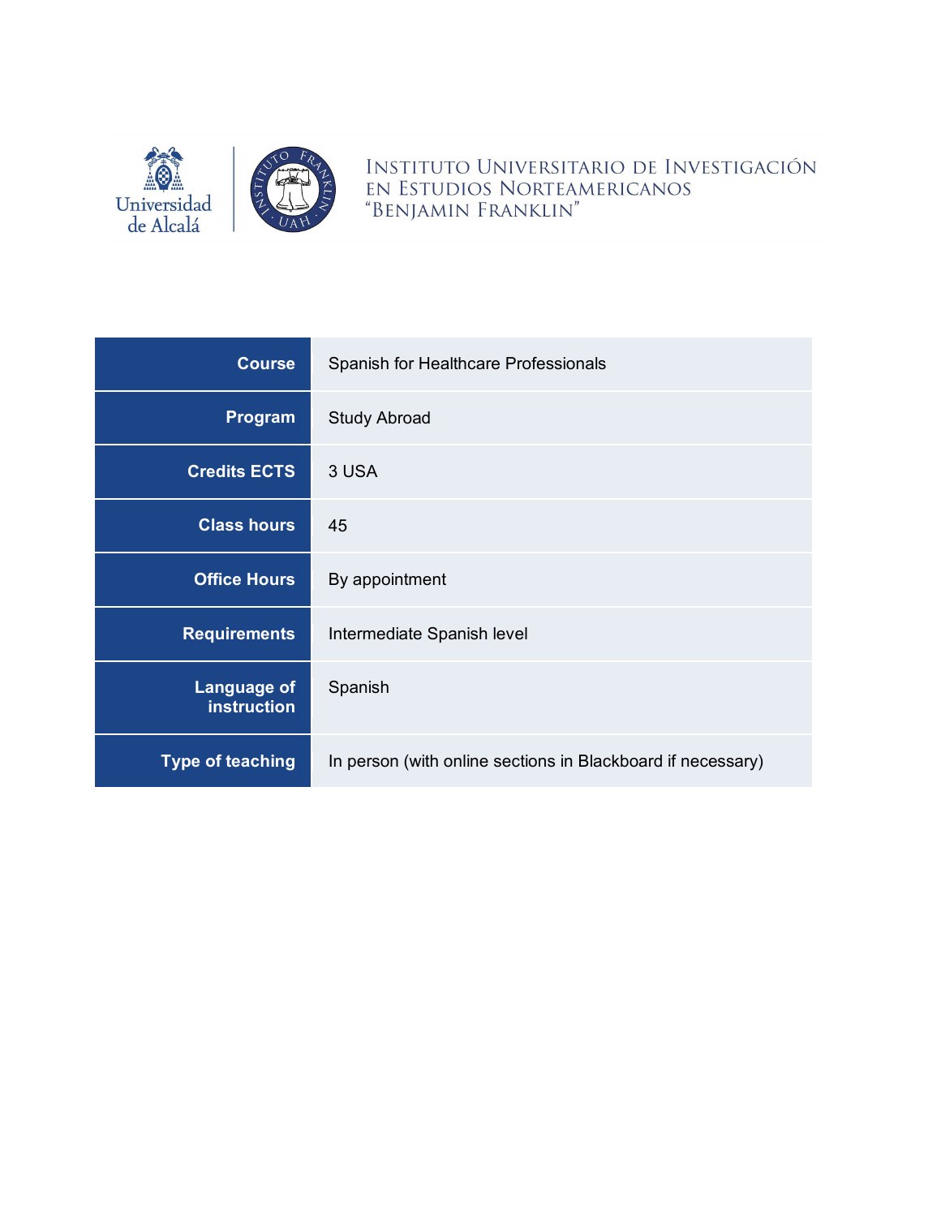INSTITUTO UNIVERSITARIO DE INVESTIGACIÓN EN ESTUDIOS NORTEAMERICANOS "BENJAMIN FRANKLIN"

| Course | Spanish for Healthcare Professionals |
|---|---|
| Program | Study Abroad |
| Credits ECTS | 3 USA |
| Class hours | 45 |
| Office Hours | By appointment |
| Requirements | Intermediate Spanish level |
| Language of instruction | Spanish |
| Type of teaching | In person (with online sections in Blackboard if necessary) |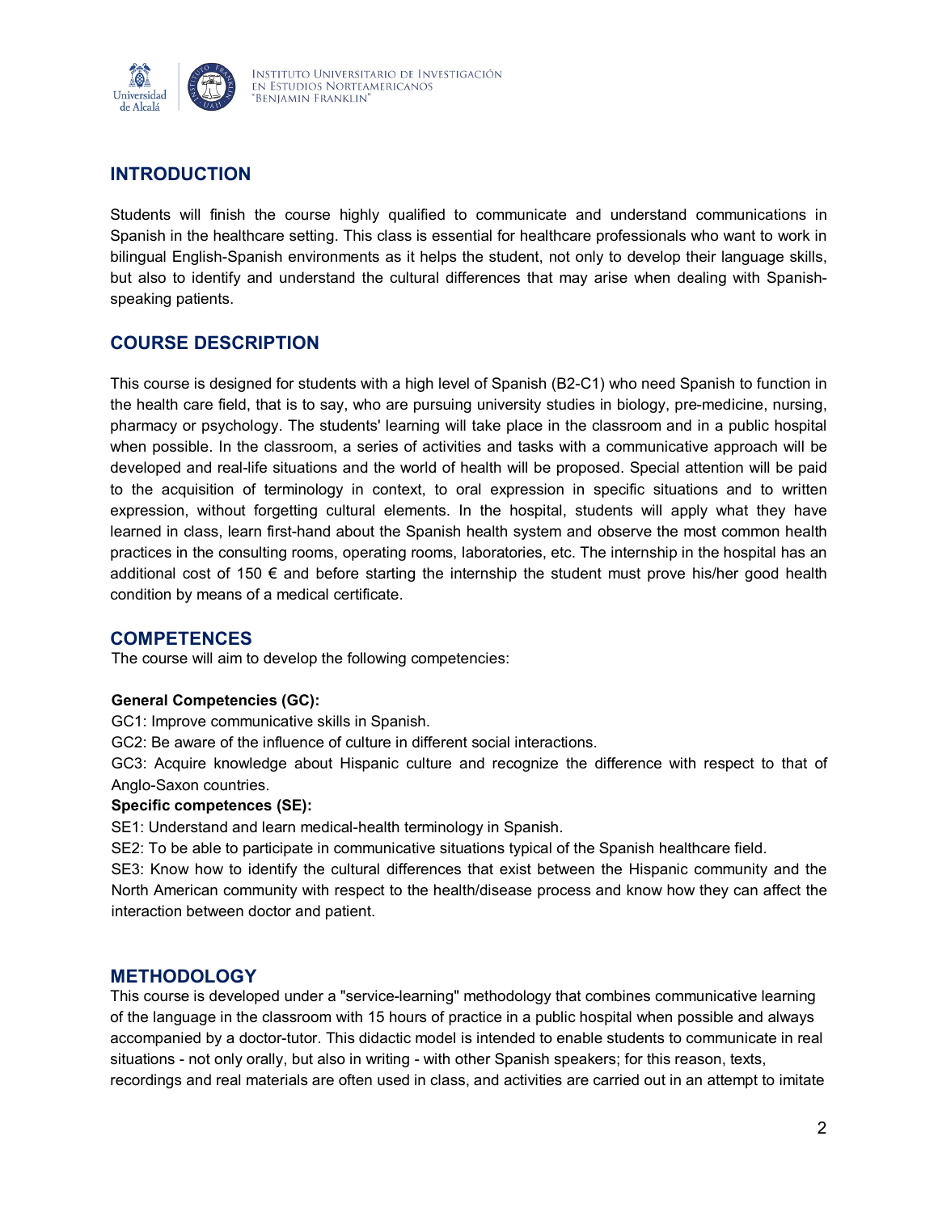## INTRODUCTION

Students will finish the course highly qualified to communicate and understand communications in Spanish in the healthcare setting. This class is essential for healthcare professionals who want to work in bilingual English-Spanish environments as it helps the student, not only to develop their language skills, but also to identify and understand the cultural differences that may arise when dealing with Spanish-speaking patients.

## COURSE DESCRIPTION

This course is designed for students with a high level of Spanish (B2-C1) who need Spanish to function in the health care field, that is to say, who are pursuing university studies in biology, pre-medicine, nursing, pharmacy or psychology. The students' learning will take place in the classroom and in a public hospital when possible. In the classroom, a series of activities and tasks with a communicative approach will be developed and real-life situations and the world of health will be proposed. Special attention will be paid to the acquisition of terminology in context, to oral expression in specific situations and to written expression, without forgetting cultural elements. In the hospital, students will apply what they have learned in class, learn first-hand about the Spanish health system and observe the most common health practices in the consulting rooms, operating rooms, laboratories, etc. The internship in the hospital has an additional cost of 150 € and before starting the internship the student must prove his/her good health condition by means of a medical certificate.

## COMPETENCES

The course will aim to develop the following competencies:

**General Competencies (GC):**

GC1: Improve communicative skills in Spanish.

GC2: Be aware of the influence of culture in different social interactions.

GC3: Acquire knowledge about Hispanic culture and recognize the difference with respect to that of Anglo-Saxon countries.

**Specific competences (SE):**

SE1: Understand and learn medical-health terminology in Spanish.

SE2: To be able to participate in communicative situations typical of the Spanish healthcare field.

SE3: Know how to identify the cultural differences that exist between the Hispanic community and the North American community with respect to the health/disease process and know how they can affect the interaction between doctor and patient.

## METHODOLOGY

This course is developed under a "service-learning" methodology that combines communicative learning of the language in the classroom with 15 hours of practice in a public hospital when possible and always accompanied by a doctor-tutor. This didactic model is intended to enable students to communicate in real situations - not only orally, but also in writing - with other Spanish speakers; for this reason, texts, recordings and real materials are often used in class, and activities are carried out in an attempt to imitate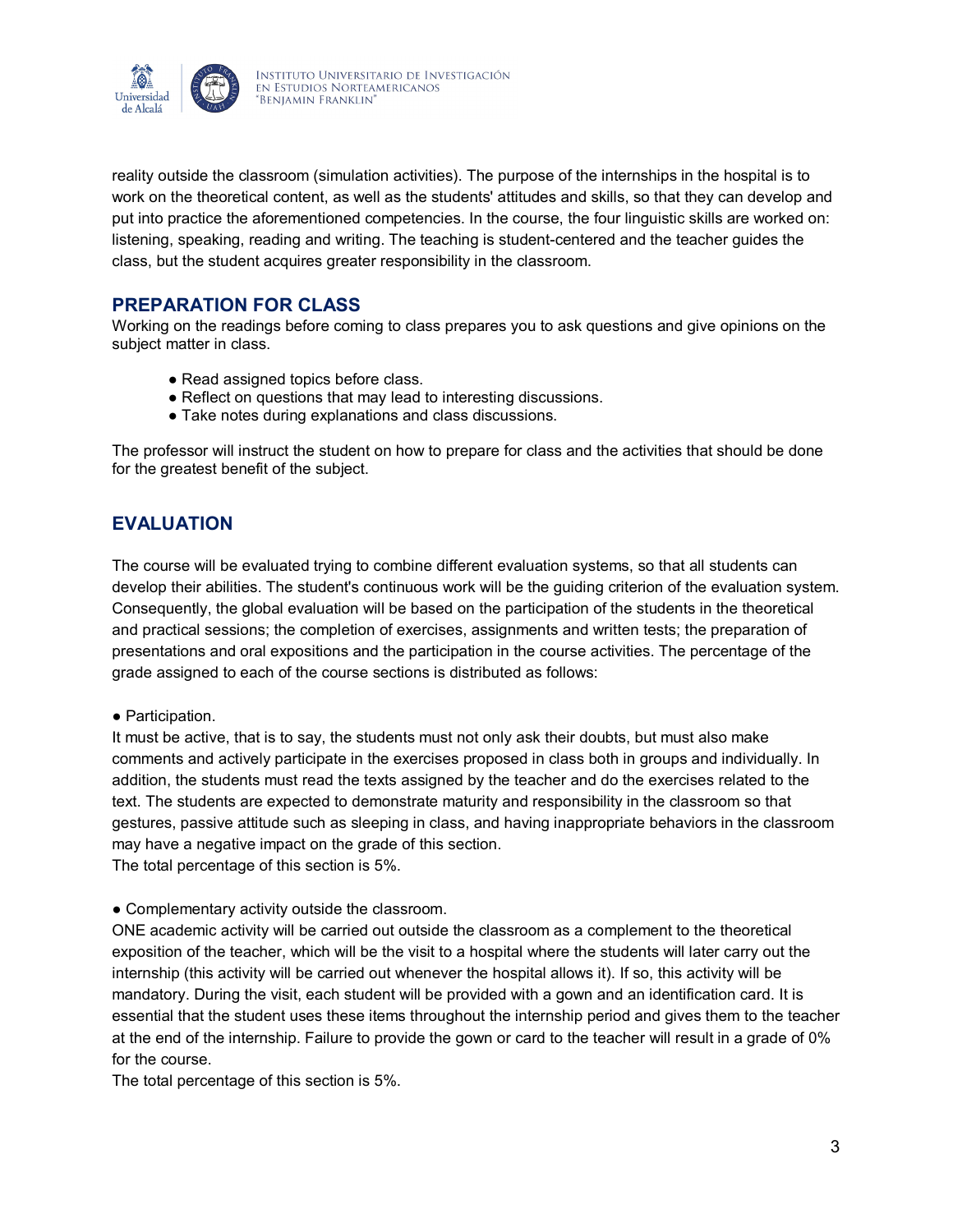reality outside the classroom (simulation activities). The purpose of the internships in the hospital is to work on the theoretical content, as well as the students' attitudes and skills, so that they can develop and put into practice the aforementioned competencies. In the course, the four linguistic skills are worked on: listening, speaking, reading and writing. The teaching is student-centered and the teacher guides the class, but the student acquires greater responsibility in the classroom.

## PREPARATION FOR CLASS

Working on the readings before coming to class prepares you to ask questions and give opinions on the subject matter in class.

- Read assigned topics before class.
- Reflect on questions that may lead to interesting discussions.
- Take notes during explanations and class discussions.

The professor will instruct the student on how to prepare for class and the activities that should be done for the greatest benefit of the subject.

## EVALUATION

The course will be evaluated trying to combine different evaluation systems, so that all students can develop their abilities. The student's continuous work will be the guiding criterion of the evaluation system. Consequently, the global evaluation will be based on the participation of the students in the theoretical and practical sessions; the completion of exercises, assignments and written tests; the preparation of presentations and oral expositions and the participation in the course activities. The percentage of the grade assigned to each of the course sections is distributed as follows:

- Participation.

It must be active, that is to say, the students must not only ask their doubts, but must also make comments and actively participate in the exercises proposed in class both in groups and individually. In addition, the students must read the texts assigned by the teacher and do the exercises related to the text. The students are expected to demonstrate maturity and responsibility in the classroom so that gestures, passive attitude such as sleeping in class, and having inappropriate behaviors in the classroom may have a negative impact on the grade of this section.
The total percentage of this section is 5%.

- Complementary activity outside the classroom.

ONE academic activity will be carried out outside the classroom as a complement to the theoretical exposition of the teacher, which will be the visit to a hospital where the students will later carry out the internship (this activity will be carried out whenever the hospital allows it). If so, this activity will be mandatory. During the visit, each student will be provided with a gown and an identification card. It is essential that the student uses these items throughout the internship period and gives them to the teacher at the end of the internship. Failure to provide the gown or card to the teacher will result in a grade of 0% for the course.
The total percentage of this section is 5%.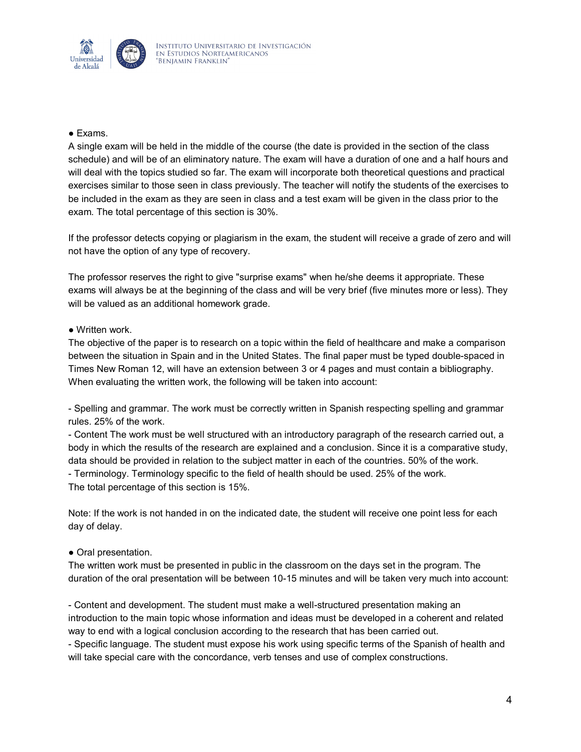● Exams.

A single exam will be held in the middle of the course (the date is provided in the section of the class schedule) and will be of an eliminatory nature. The exam will have a duration of one and a half hours and will deal with the topics studied so far. The exam will incorporate both theoretical questions and practical exercises similar to those seen in class previously. The teacher will notify the students of the exercises to be included in the exam as they are seen in class and a test exam will be given in the class prior to the exam. The total percentage of this section is 30%.

If the professor detects copying or plagiarism in the exam, the student will receive a grade of zero and will not have the option of any type of recovery.

The professor reserves the right to give "surprise exams" when he/she deems it appropriate. These exams will always be at the beginning of the class and will be very brief (five minutes more or less). They will be valued as an additional homework grade.

● Written work.

The objective of the paper is to research on a topic within the field of healthcare and make a comparison between the situation in Spain and in the United States. The final paper must be typed double-spaced in Times New Roman 12, will have an extension between 3 or 4 pages and must contain a bibliography. When evaluating the written work, the following will be taken into account:

- Spelling and grammar. The work must be correctly written in Spanish respecting spelling and grammar rules. 25% of the work.
- Content The work must be well structured with an introductory paragraph of the research carried out, a body in which the results of the research are explained and a conclusion. Since it is a comparative study, data should be provided in relation to the subject matter in each of the countries. 50% of the work.
- Terminology. Terminology specific to the field of health should be used. 25% of the work.

The total percentage of this section is 15%.

Note: If the work is not handed in on the indicated date, the student will receive one point less for each day of delay.

● Oral presentation.

The written work must be presented in public in the classroom on the days set in the program. The duration of the oral presentation will be between 10-15 minutes and will be taken very much into account:

- Content and development. The student must make a well-structured presentation making an introduction to the main topic whose information and ideas must be developed in a coherent and related way to end with a logical conclusion according to the research that has been carried out.
- Specific language. The student must expose his work using specific terms of the Spanish of health and will take special care with the concordance, verb tenses and use of complex constructions.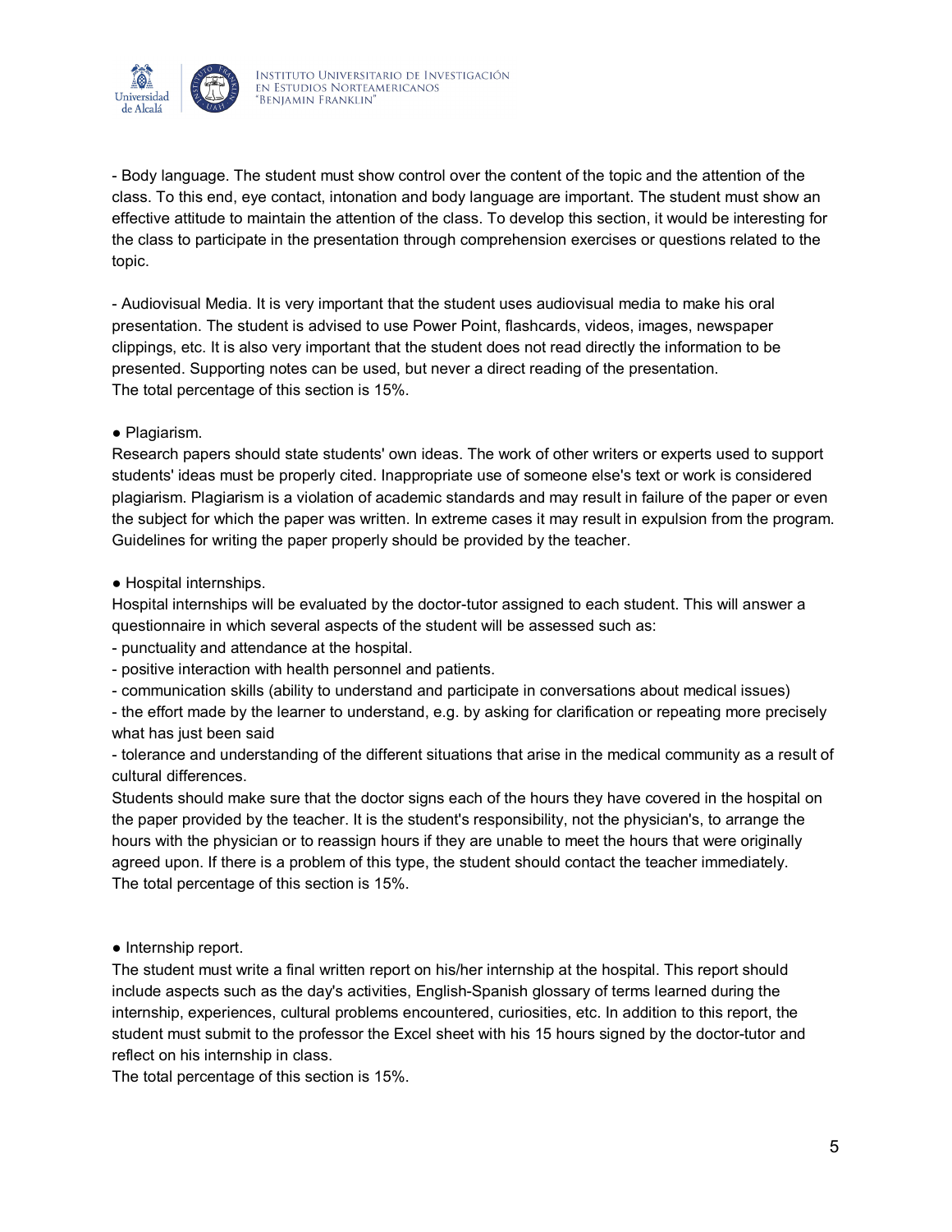- Body language. The student must show control over the content of the topic and the attention of the class. To this end, eye contact, intonation and body language are important. The student must show an effective attitude to maintain the attention of the class. To develop this section, it would be interesting for the class to participate in the presentation through comprehension exercises or questions related to the topic.

- Audiovisual Media. It is very important that the student uses audiovisual media to make his oral presentation. The student is advised to use Power Point, flashcards, videos, images, newspaper clippings, etc. It is also very important that the student does not read directly the information to be presented. Supporting notes can be used, but never a direct reading of the presentation.
The total percentage of this section is 15%.

● Plagiarism.
Research papers should state students' own ideas. The work of other writers or experts used to support students' ideas must be properly cited. Inappropriate use of someone else's text or work is considered plagiarism. Plagiarism is a violation of academic standards and may result in failure of the paper or even the subject for which the paper was written. In extreme cases it may result in expulsion from the program. Guidelines for writing the paper properly should be provided by the teacher.

● Hospital internships.
Hospital internships will be evaluated by the doctor-tutor assigned to each student. This will answer a questionnaire in which several aspects of the student will be assessed such as:
- punctuality and attendance at the hospital.
- positive interaction with health personnel and patients.
- communication skills (ability to understand and participate in conversations about medical issues)
- the effort made by the learner to understand, e.g. by asking for clarification or repeating more precisely what has just been said
- tolerance and understanding of the different situations that arise in the medical community as a result of cultural differences.

Students should make sure that the doctor signs each of the hours they have covered in the hospital on the paper provided by the teacher. It is the student's responsibility, not the physician's, to arrange the hours with the physician or to reassign hours if they are unable to meet the hours that were originally agreed upon. If there is a problem of this type, the student should contact the teacher immediately.
The total percentage of this section is 15%.

● Internship report.
The student must write a final written report on his/her internship at the hospital. This report should include aspects such as the day's activities, English-Spanish glossary of terms learned during the internship, experiences, cultural problems encountered, curiosities, etc. In addition to this report, the student must submit to the professor the Excel sheet with his 15 hours signed by the doctor-tutor and reflect on his internship in class.
The total percentage of this section is 15%.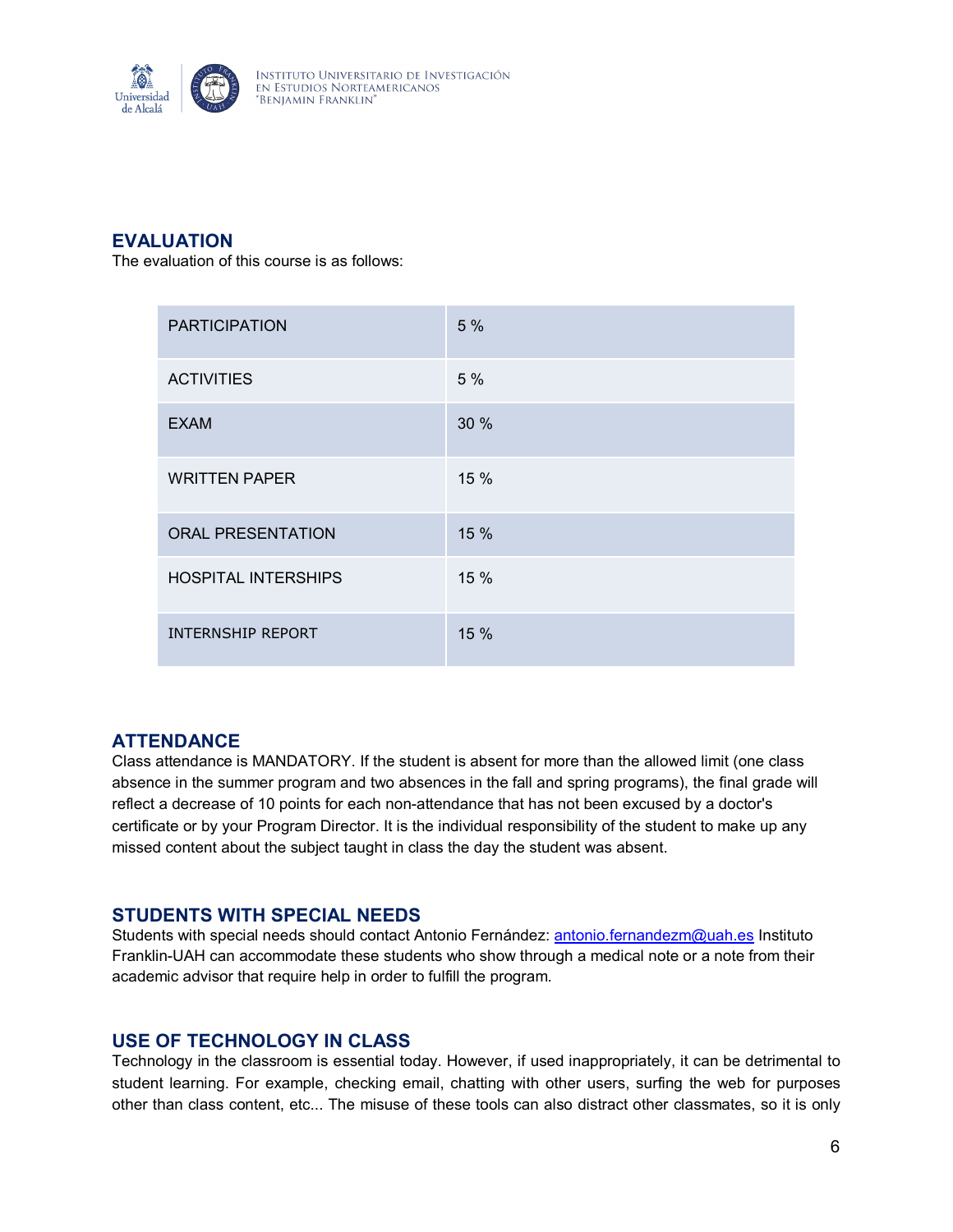## EVALUATION

The evaluation of this course is as follows:

| PARTICIPATION | 5 % |
|---|---|
| ACTIVITIES | 5 % |
| EXAM | 30 % |
| WRITTEN PAPER | 15 % |
| ORAL PRESENTATION | 15 % |
| HOSPITAL INTERSHIPS | 15 % |
| INTERNSHIP REPORT | 15 % |

## ATTENDANCE

Class attendance is MANDATORY. If the student is absent for more than the allowed limit (one class absence in the summer program and two absences in the fall and spring programs), the final grade will reflect a decrease of 10 points for each non-attendance that has not been excused by a doctor's certificate or by your Program Director. It is the individual responsibility of the student to make up any missed content about the subject taught in class the day the student was absent.

## STUDENTS WITH SPECIAL NEEDS

Students with special needs should contact Antonio Fernández: antonio.fernandezm@uah.es Instituto Franklin-UAH can accommodate these students who show through a medical note or a note from their academic advisor that require help in order to fulfill the program.

## USE OF TECHNOLOGY IN CLASS

Technology in the classroom is essential today. However, if used inappropriately, it can be detrimental to student learning. For example, checking email, chatting with other users, surfing the web for purposes other than class content, etc... The misuse of these tools can also distract other classmates, so it is only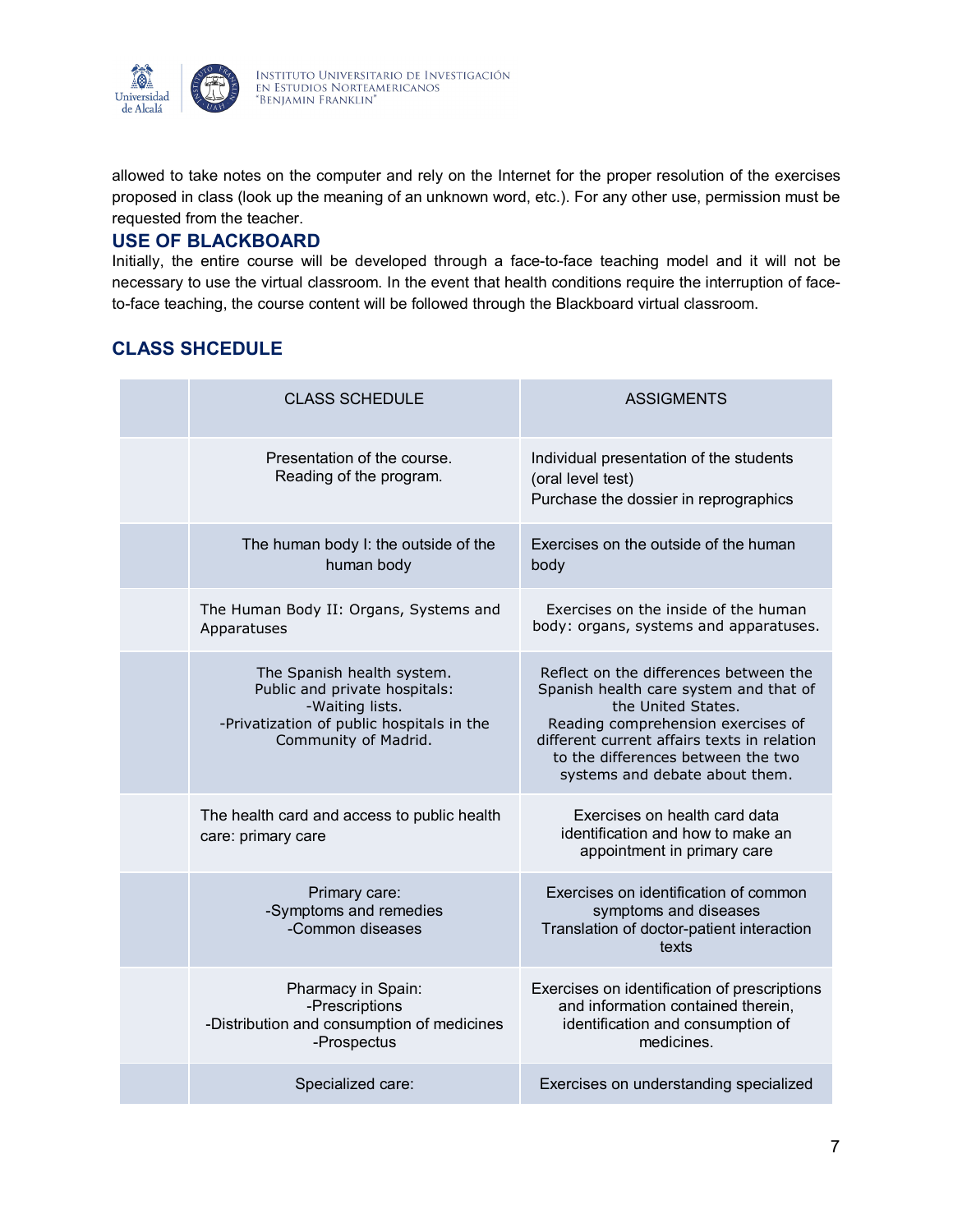allowed to take notes on the computer and rely on the Internet for the proper resolution of the exercises proposed in class (look up the meaning of an unknown word, etc.). For any other use, permission must be requested from the teacher.

## USE OF BLACKBOARD

Initially, the entire course will be developed through a face-to-face teaching model and it will not be necessary to use the virtual classroom. In the event that health conditions require the interruption of face-to-face teaching, the course content will be followed through the Blackboard virtual classroom.

## CLASS SHCEDULE

| | CLASS SCHEDULE | ASSIGMENTS |
|---|---|---|
| | Presentation of the course.<br>Reading of the program. | Individual presentation of the students (oral level test)<br>Purchase the dossier in reprographics |
| | The human body I: the outside of the human body | Exercises on the outside of the human body |
| | The Human Body II: Organs, Systems and Apparatuses | Exercises on the inside of the human body: organs, systems and apparatuses. |
| | The Spanish health system.<br>Public and private hospitals:<br>-Waiting lists.<br>-Privatization of public hospitals in the Community of Madrid. | Reflect on the differences between the Spanish health care system and that of the United States.<br>Reading comprehension exercises of different current affairs texts in relation to the differences between the two systems and debate about them. |
| | The health card and access to public health care: primary care | Exercises on health card data identification and how to make an appointment in primary care |
| | Primary care:<br>-Symptoms and remedies<br>-Common diseases | Exercises on identification of common symptoms and diseases<br>Translation of doctor-patient interaction texts |
| | Pharmacy in Spain:<br>-Prescriptions<br>-Distribution and consumption of medicines<br>-Prospectus | Exercises on identification of prescriptions and information contained therein, identification and consumption of medicines. |
| | Specialized care: | Exercises on understanding specialized |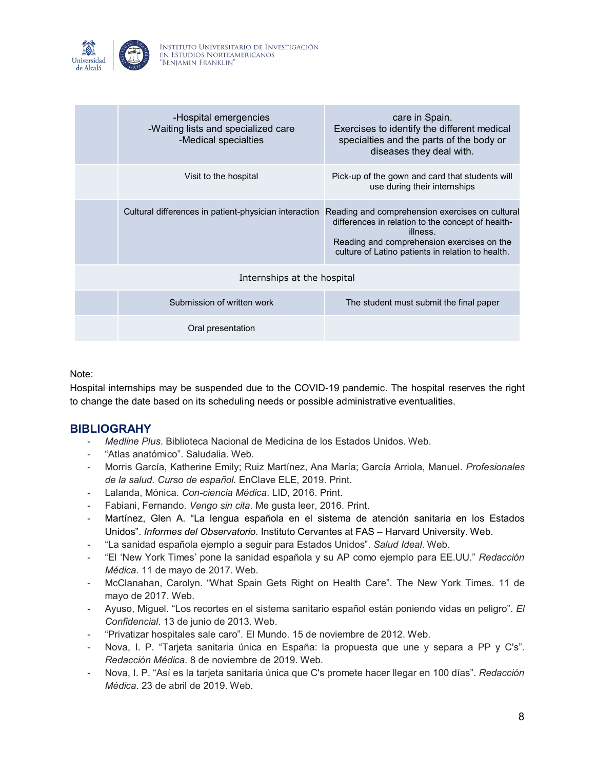| | | |
|---|---|---|
| | -Hospital emergencies<br>-Waiting lists and specialized care<br>-Medical specialties | care in Spain.<br>Exercises to identify the different medical specialties and the parts of the body or diseases they deal with. |
| | Visit to the hospital | Pick-up of the gown and card that students will use during their internships |
| | Cultural differences in patient-physician interaction | Reading and comprehension exercises on cultural differences in relation to the concept of health-illness.<br>Reading and comprehension exercises on the culture of Latino patients in relation to health. |
| Internships at the hospital | | |
| | Submission of written work | The student must submit the final paper |
| | Oral presentation | |

Note:
Hospital internships may be suspended due to the COVID-19 pandemic. The hospital reserves the right to change the date based on its scheduling needs or possible administrative eventualities.

## BIBLIOGRAHY

- *Medline Plus*. Biblioteca Nacional de Medicina de los Estados Unidos. Web.
- "Atlas anatómico". Saludalia. Web.
- Morris García, Katherine Emily; Ruiz Martínez, Ana María; García Arriola, Manuel. *Profesionales de la salud. Curso de español.* EnClave ELE, 2019. Print.
- Lalanda, Mónica. *Con-ciencia Médica*. LID, 2016. Print.
- Fabiani, Fernando. *Vengo sin cita*. Me gusta leer, 2016. Print.
- Martínez, Glen A. "La lengua española en el sistema de atención sanitaria en los Estados Unidos". *Informes del Observatorio*. Instituto Cervantes at FAS – Harvard University. Web.
- "La sanidad española ejemplo a seguir para Estados Unidos". *Salud Ideal*. Web.
- "El 'New York Times' pone la sanidad española y su AP como ejemplo para EE.UU." *Redacción Médica*. 11 de mayo de 2017. Web.
- McClanahan, Carolyn. "What Spain Gets Right on Health Care". The New York Times. 11 de mayo de 2017. Web.
- Ayuso, Miguel. "Los recortes en el sistema sanitario español están poniendo vidas en peligro". *El Confidencial*. 13 de junio de 2013. Web.
- "Privatizar hospitales sale caro". El Mundo. 15 de noviembre de 2012. Web.
- Nova, I. P. "Tarjeta sanitaria única en España: la propuesta que une y separa a PP y C's". *Redacción Médica*. 8 de noviembre de 2019. Web.
- Nova, I. P. "Así es la tarjeta sanitaria única que C's promete hacer llegar en 100 días". *Redacción Médica*. 23 de abril de 2019. Web.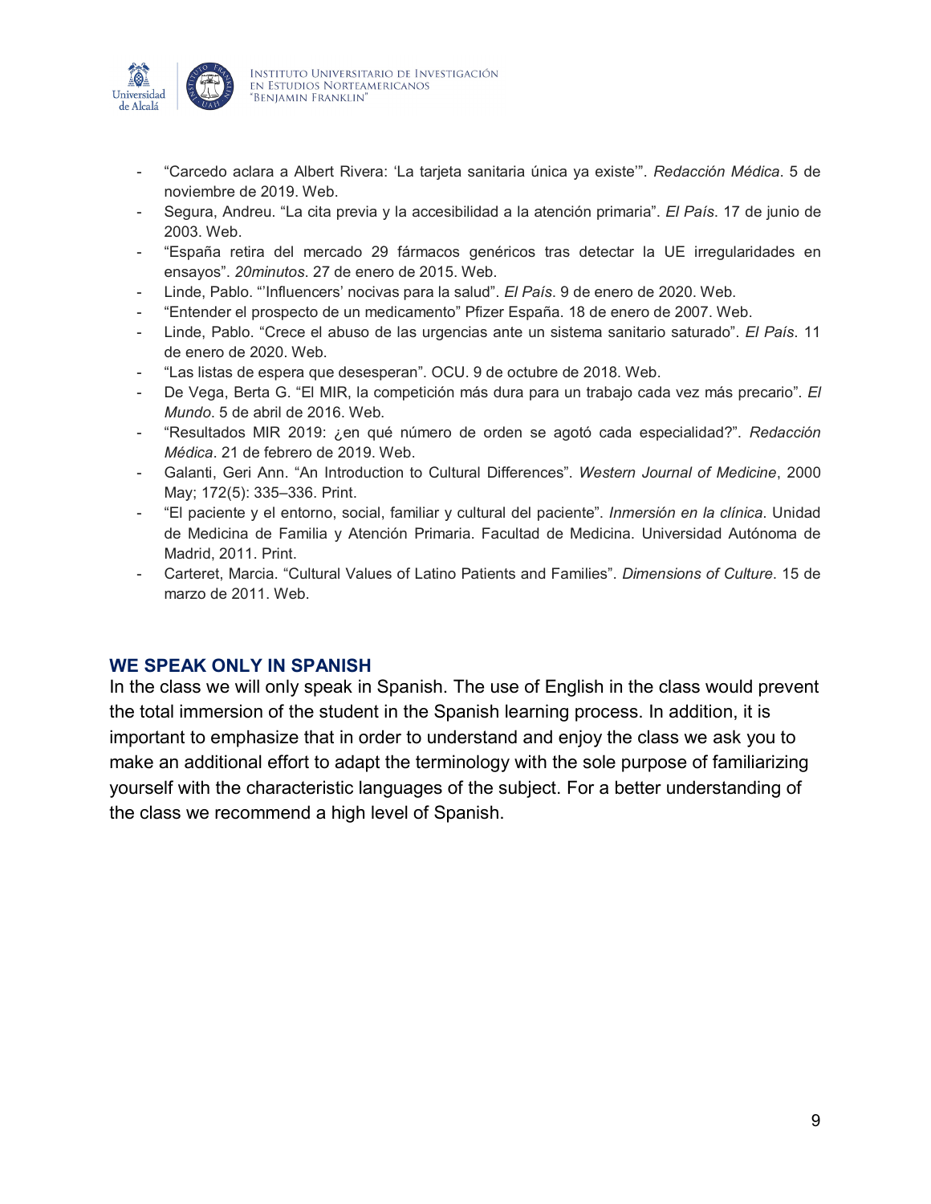- "Carcedo aclara a Albert Rivera: 'La tarjeta sanitaria única ya existe'". *Redacción Médica*. 5 de noviembre de 2019. Web.
- Segura, Andreu. "La cita previa y la accesibilidad a la atención primaria". *El País*. 17 de junio de 2003. Web.
- "España retira del mercado 29 fármacos genéricos tras detectar la UE irregularidades en ensayos". *20minutos*. 27 de enero de 2015. Web.
- Linde, Pablo. "'Influencers' nocivas para la salud". *El País*. 9 de enero de 2020. Web.
- "Entender el prospecto de un medicamento" Pfizer España. 18 de enero de 2007. Web.
- Linde, Pablo. "Crece el abuso de las urgencias ante un sistema sanitario saturado". *El País*. 11 de enero de 2020. Web.
- "Las listas de espera que desesperan". OCU. 9 de octubre de 2018. Web.
- De Vega, Berta G. "El MIR, la competición más dura para un trabajo cada vez más precario". *El Mundo*. 5 de abril de 2016. Web.
- "Resultados MIR 2019: ¿en qué número de orden se agotó cada especialidad?". *Redacción Médica*. 21 de febrero de 2019. Web.
- Galanti, Geri Ann. "An Introduction to Cultural Differences". *Western Journal of Medicine*, 2000 May; 172(5): 335–336. Print.
- "El paciente y el entorno, social, familiar y cultural del paciente". *Inmersión en la clínica*. Unidad de Medicina de Familia y Atención Primaria. Facultad de Medicina. Universidad Autónoma de Madrid, 2011. Print.
- Carteret, Marcia. "Cultural Values of Latino Patients and Families". *Dimensions of Culture*. 15 de marzo de 2011. Web.

## WE SPEAK ONLY IN SPANISH

In the class we will only speak in Spanish. The use of English in the class would prevent the total immersion of the student in the Spanish learning process. In addition, it is important to emphasize that in order to understand and enjoy the class we ask you to make an additional effort to adapt the terminology with the sole purpose of familiarizing yourself with the characteristic languages of the subject. For a better understanding of the class we recommend a high level of Spanish.